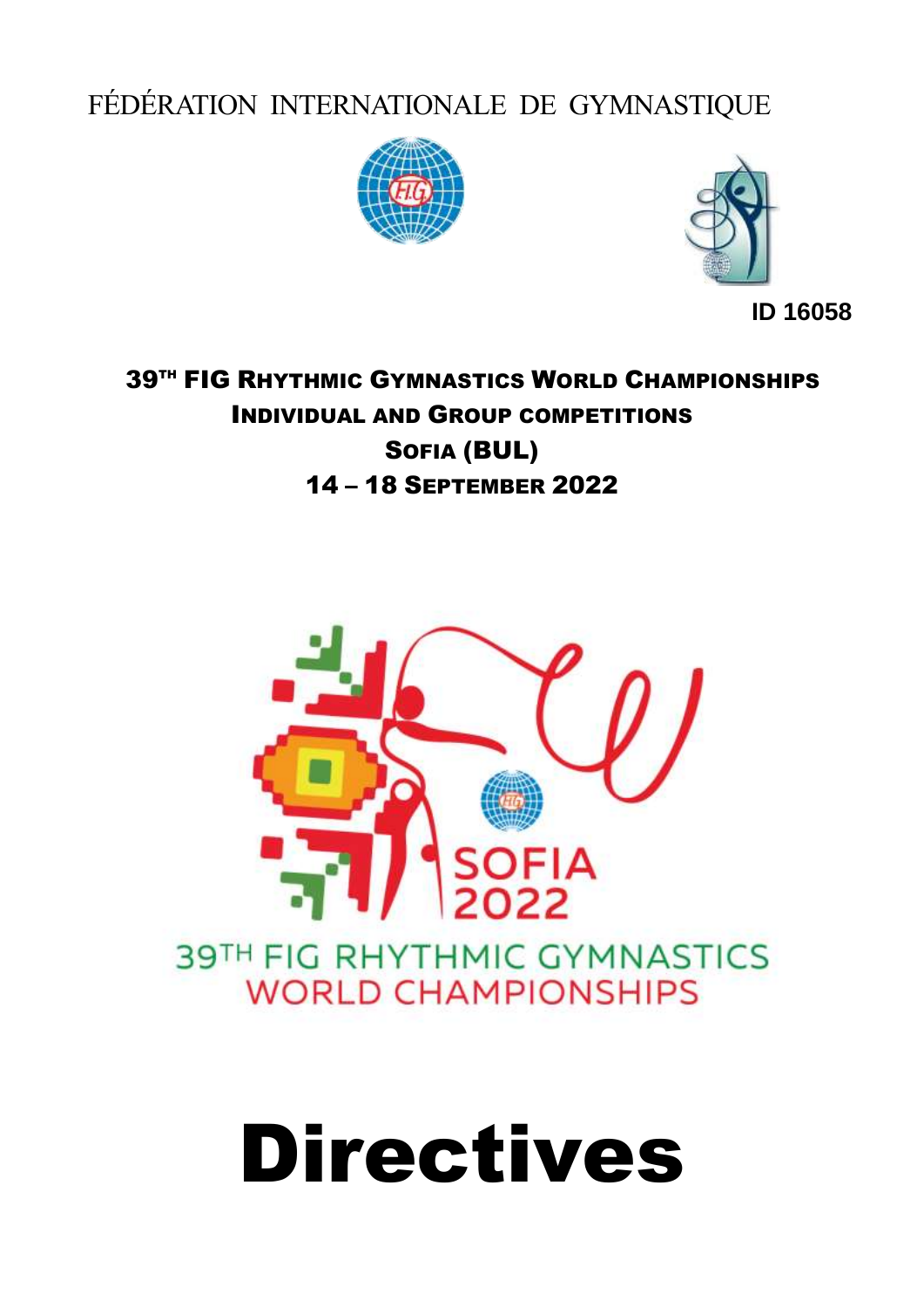FÉDÉRATION INTERNATIONALE DE GYMNASTIQUE

**ID 16058**

## 39TH FIG RHYTHMIC GYMNASTICS WORLD CHAMPIONSHIPS
## INDIVIDUAL AND GROUP COMPETITIONS
## SOFIA (BUL)
## 14 – 18 SEPTEMBER 2022

SOFIA 2022

39TH FIG RHYTHMIC GYMNASTICS WORLD CHAMPIONSHIPS

# Directives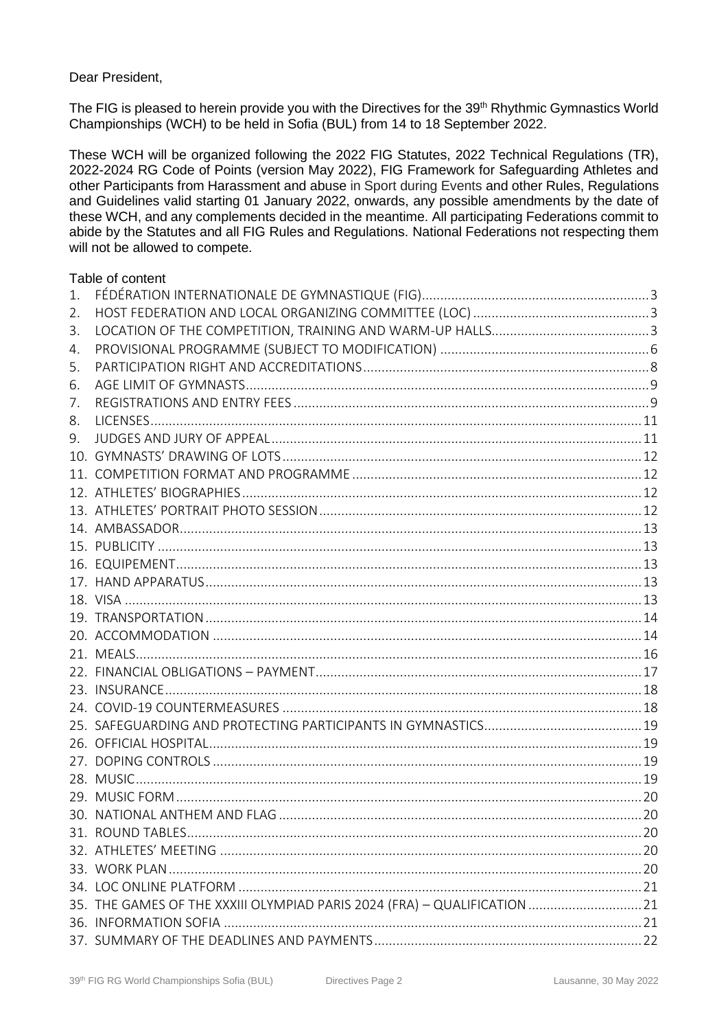Dear President,

The FIG is pleased to herein provide you with the Directives for the 39th Rhythmic Gymnastics World Championships (WCH) to be held in Sofia (BUL) from 14 to 18 September 2022.

These WCH will be organized following the 2022 FIG Statutes, 2022 Technical Regulations (TR), 2022-2024 RG Code of Points (version May 2022), FIG Framework for Safeguarding Athletes and other Participants from Harassment and abuse in Sport during Events and other Rules, Regulations and Guidelines valid starting 01 January 2022, onwards, any possible amendments by the date of these WCH, and any complements decided in the meantime. All participating Federations commit to abide by the Statutes and all FIG Rules and Regulations. National Federations not respecting them will not be allowed to compete.

Table of content

1. FÉDÉRATION INTERNATIONALE DE GYMNASTIQUE (FIG) ..... 3
2. HOST FEDERATION AND LOCAL ORGANIZING COMMITTEE (LOC) ..... 3
3. LOCATION OF THE COMPETITION, TRAINING AND WARM-UP HALLS ..... 3
4. PROVISIONAL PROGRAMME (SUBJECT TO MODIFICATION) ..... 6
5. PARTICIPATION RIGHT AND ACCREDITATIONS ..... 8
6. AGE LIMIT OF GYMNASTS ..... 9
7. REGISTRATIONS AND ENTRY FEES ..... 9
8. LICENSES ..... 11
9. JUDGES AND JURY OF APPEAL ..... 11
10. GYMNASTS' DRAWING OF LOTS ..... 12
11. COMPETITION FORMAT AND PROGRAMME ..... 12
12. ATHLETES' BIOGRAPHIES ..... 12
13. ATHLETES' PORTRAIT PHOTO SESSION ..... 12
14. AMBASSADOR ..... 13
15. PUBLICITY ..... 13
16. EQUIPEMENT ..... 13
17. HAND APPARATUS ..... 13
18. VISA ..... 13
19. TRANSPORTATION ..... 14
20. ACCOMMODATION ..... 14
21. MEALS ..... 16
22. FINANCIAL OBLIGATIONS – PAYMENT ..... 17
23. INSURANCE ..... 18
24. COVID-19 COUNTERMEASURES ..... 18
25. SAFEGUARDING AND PROTECTING PARTICIPANTS IN GYMNASTICS ..... 19
26. OFFICIAL HOSPITAL ..... 19
27. DOPING CONTROLS ..... 19
28. MUSIC ..... 19
29. MUSIC FORM ..... 20
30. NATIONAL ANTHEM AND FLAG ..... 20
31. ROUND TABLES ..... 20
32. ATHLETES' MEETING ..... 20
33. WORK PLAN ..... 20
34. LOC ONLINE PLATFORM ..... 21
35. THE GAMES OF THE XXXIII OLYMPIAD PARIS 2024 (FRA) – QUALIFICATION ..... 21
36. INFORMATION SOFIA ..... 21
37. SUMMARY OF THE DEADLINES AND PAYMENTS ..... 22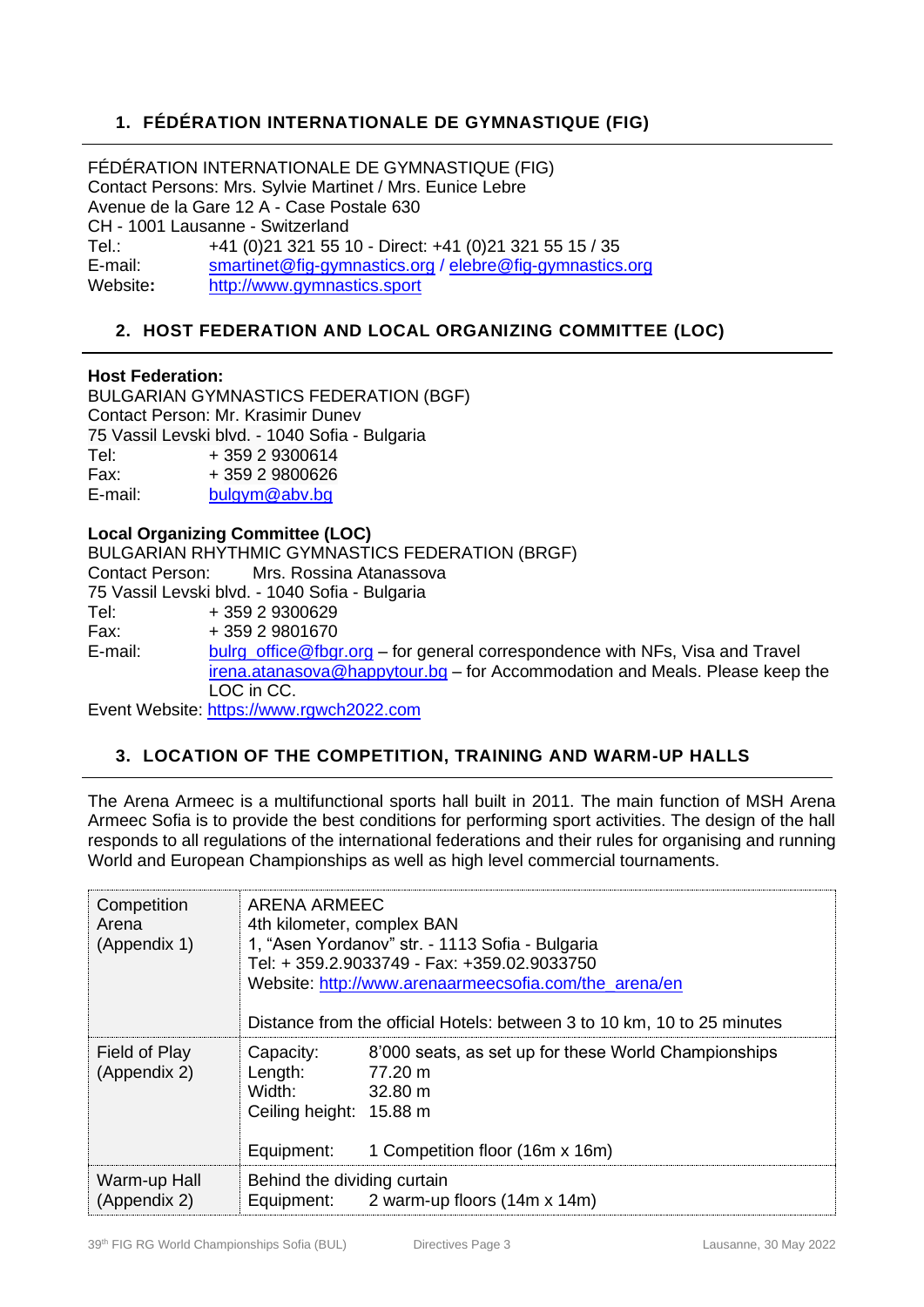## 1. FÉDÉRATION INTERNATIONALE DE GYMNASTIQUE (FIG)

FÉDÉRATION INTERNATIONALE DE GYMNASTIQUE (FIG)
Contact Persons: Mrs. Sylvie Martinet / Mrs. Eunice Lebre
Avenue de la Gare 12 A - Case Postale 630
CH - 1001 Lausanne - Switzerland
Tel.: +41 (0)21 321 55 10 - Direct: +41 (0)21 321 55 15 / 35
E-mail: smartinet@fig-gymnastics.org / elebre@fig-gymnastics.org
Website: http://www.gymnastics.sport

## 2. HOST FEDERATION AND LOCAL ORGANIZING COMMITTEE (LOC)

**Host Federation:**
BULGARIAN GYMNASTICS FEDERATION (BGF)
Contact Person: Mr. Krasimir Dunev
75 Vassil Levski blvd. - 1040 Sofia - Bulgaria
Tel: + 359 2 9300614
Fax: + 359 2 9800626
E-mail: bulgym@abv.bg

**Local Organizing Committee (LOC)**
BULGARIAN RHYTHMIC GYMNASTICS FEDERATION (BRGF)
Contact Person: Mrs. Rossina Atanassova
75 Vassil Levski blvd. - 1040 Sofia - Bulgaria
Tel: + 359 2 9300629
Fax: + 359 2 9801670
E-mail: bulrg_office@fbgr.org – for general correspondence with NFs, Visa and Travel
irena.atanasova@happytour.bg – for Accommodation and Meals. Please keep the LOC in CC.
Event Website: https://www.rgwch2022.com

## 3. LOCATION OF THE COMPETITION, TRAINING AND WARM-UP HALLS

The Arena Armeec is a multifunctional sports hall built in 2011. The main function of MSH Arena Armeec Sofia is to provide the best conditions for performing sport activities. The design of the hall responds to all regulations of the international federations and their rules for organising and running World and European Championships as well as high level commercial tournaments.

| | |
|---|---|
| Competition Arena (Appendix 1) | ARENA ARMEEC<br>4th kilometer, complex BAN<br>1, "Asen Yordanov" str. - 1113 Sofia - Bulgaria<br>Tel: + 359.2.9033749 - Fax: +359.02.9033750<br>Website: http://www.arenaarmeecsofia.com/the_arena/en<br><br>Distance from the official Hotels: between 3 to 10 km, 10 to 25 minutes |
| Field of Play (Appendix 2) | Capacity: 8'000 seats, as set up for these World Championships<br>Length: 77.20 m<br>Width: 32.80 m<br>Ceiling height: 15.88 m<br><br>Equipment: 1 Competition floor (16m x 16m) |
| Warm-up Hall (Appendix 2) | Behind the dividing curtain<br>Equipment: 2 warm-up floors (14m x 14m) |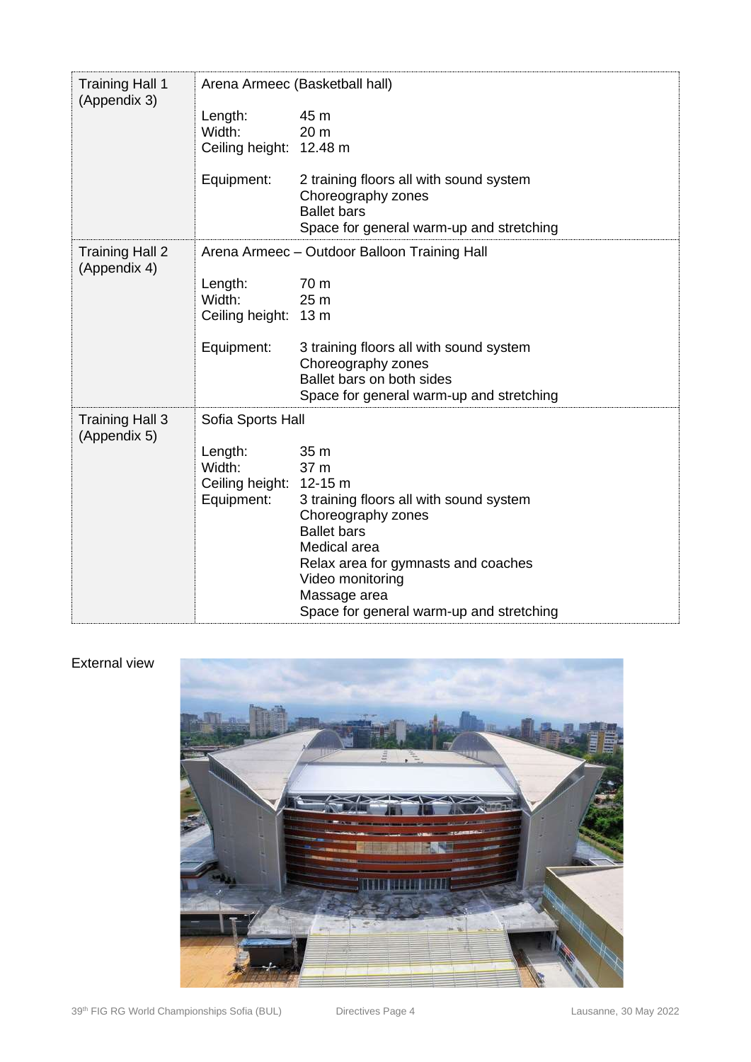| | |
|---|---|
| Training Hall 1 (Appendix 3) | Arena Armeec (Basketball hall)<br><br>Length: 45 m<br>Width: 20 m<br>Ceiling height: 12.48 m<br><br>Equipment: 2 training floors all with sound system<br>Choreography zones<br>Ballet bars<br>Space for general warm-up and stretching |
| Training Hall 2 (Appendix 4) | Arena Armeec – Outdoor Balloon Training Hall<br><br>Length: 70 m<br>Width: 25 m<br>Ceiling height: 13 m<br><br>Equipment: 3 training floors all with sound system<br>Choreography zones<br>Ballet bars on both sides<br>Space for general warm-up and stretching |
| Training Hall 3 (Appendix 5) | Sofia Sports Hall<br><br>Length: 35 m<br>Width: 37 m<br>Ceiling height: 12-15 m<br>Equipment: 3 training floors all with sound system<br>Choreography zones<br>Ballet bars<br>Medical area<br>Relax area for gymnasts and coaches<br>Video monitoring<br>Massage area<br>Space for general warm-up and stretching |

External view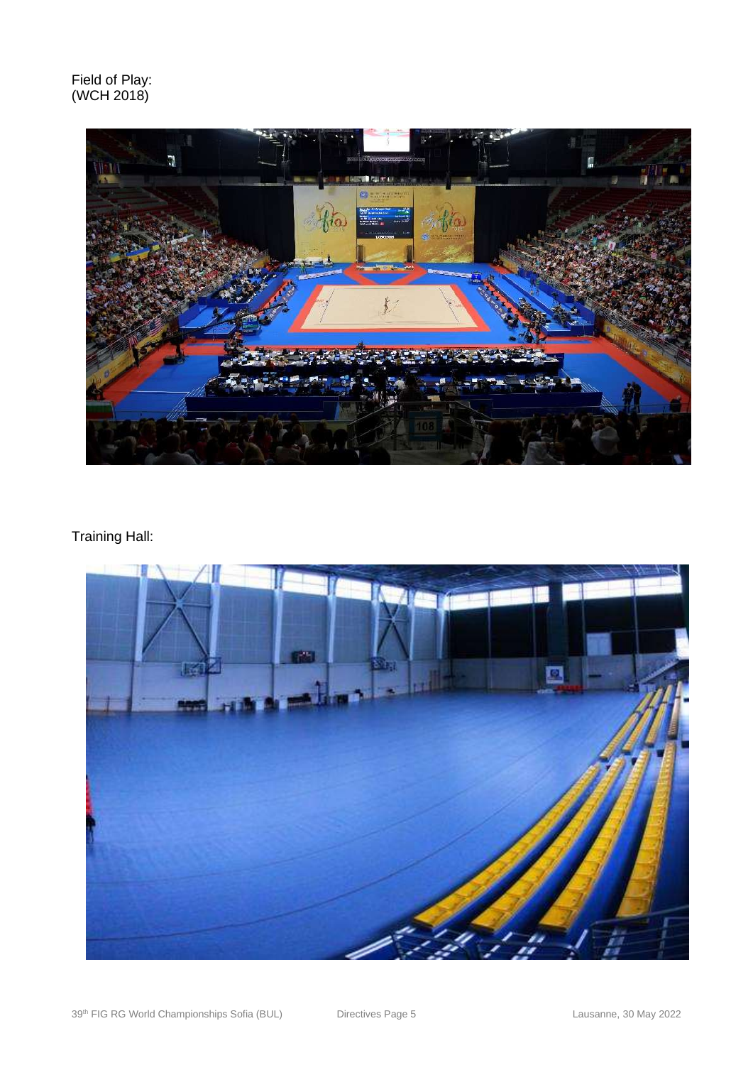Field of Play:
(WCH 2018)

Training Hall: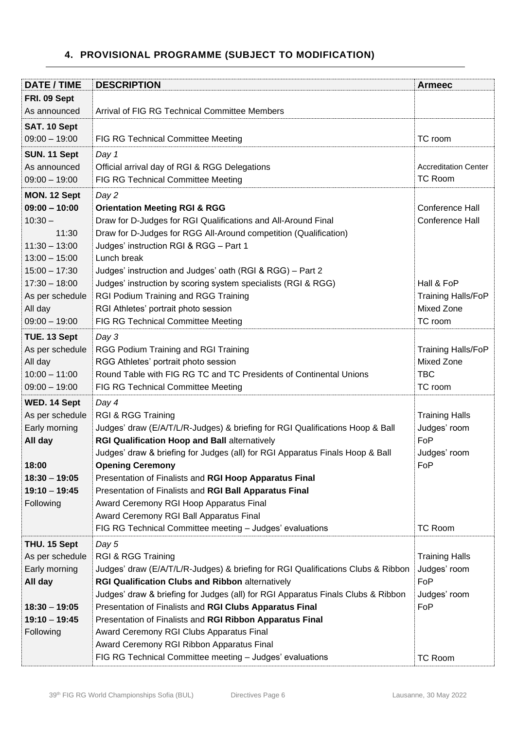## 4. PROVISIONAL PROGRAMME (SUBJECT TO MODIFICATION)

| DATE / TIME | DESCRIPTION | Armeec |
|---|---|---|
| **FRI. 09 Sept** | | |
| As announced | Arrival of FIG RG Technical Committee Members | |
| **SAT. 10 Sept** | | |
| 09:00 – 19:00 | FIG RG Technical Committee Meeting | TC room |
| **SUN. 11 Sept** | *Day 1* | |
| As announced | Official arrival day of RGI & RGG Delegations | Accreditation Center |
| 09:00 – 19:00 | FIG RG Technical Committee Meeting | TC Room |
| **MON. 12 Sept** | *Day 2* | |
| **09:00 – 10:00** | **Orientation Meeting RGI & RGG** | Conference Hall |
| 10:30 – 11:30 | Draw for D-Judges for RGI Qualifications and All-Around Final | Conference Hall |
| | Draw for D-Judges for RGG All-Around competition (Qualification) | |
| 11:30 – 13:00 | Judges' instruction RGI & RGG – Part 1 | |
| 13:00 – 15:00 | Lunch break | |
| 15:00 – 17:30 | Judges' instruction and Judges' oath (RGI & RGG) – Part 2 | |
| 17:30 – 18:00 | Judges' instruction by scoring system specialists (RGI & RGG) | Hall & FoP |
| As per schedule | RGI Podium Training and RGG Training | Training Halls/FoP |
| All day | RGI Athletes' portrait photo session | Mixed Zone |
| 09:00 – 19:00 | FIG RG Technical Committee Meeting | TC room |
| **TUE. 13 Sept** | *Day 3* | |
| As per schedule | RGG Podium Training and RGI Training | Training Halls/FoP |
| All day | RGG Athletes' portrait photo session | Mixed Zone |
| 10:00 – 11:00 | Round Table with FIG RG TC and TC Presidents of Continental Unions | TBC |
| 09:00 – 19:00 | FIG RG Technical Committee Meeting | TC room |
| **WED. 14 Sept** | *Day 4* | |
| As per schedule | RGI & RGG Training | Training Halls |
| Early morning | Judges' draw (E/A/T/L/R-Judges) & briefing for RGI Qualifications Hoop & Ball | Judges' room |
| **All day** | **RGI Qualification Hoop and Ball** alternatively | FoP |
| | Judges' draw & briefing for Judges (all) for RGI Apparatus Finals Hoop & Ball | Judges' room |
| **18:00** | **Opening Ceremony** | FoP |
| **18:30** – **19:05** | Presentation of Finalists and **RGI Hoop Apparatus Final** | |
| **19:10** – **19:45** | Presentation of Finalists and **RGI Ball Apparatus Final** | |
| Following | Award Ceremony RGI Hoop Apparatus Final | |
| | Award Ceremony RGI Ball Apparatus Final | |
| | FIG RG Technical Committee meeting – Judges' evaluations | TC Room |
| **THU. 15 Sept** | *Day 5* | |
| As per schedule | RGI & RGG Training | Training Halls |
| Early morning | Judges' draw (E/A/T/L/R-Judges) & briefing for RGI Qualifications Clubs & Ribbon | Judges' room |
| **All day** | **RGI Qualification Clubs and Ribbon** alternatively | FoP |
| | Judges' draw & briefing for Judges (all) for RGI Apparatus Finals Clubs & Ribbon | Judges' room |
| **18:30** – **19:05** | Presentation of Finalists and **RGI Clubs Apparatus Final** | FoP |
| **19:10** – **19:45** | Presentation of Finalists and **RGI Ribbon Apparatus Final** | |
| Following | Award Ceremony RGI Clubs Apparatus Final | |
| | Award Ceremony RGI Ribbon Apparatus Final | |
| | FIG RG Technical Committee meeting – Judges' evaluations | TC Room |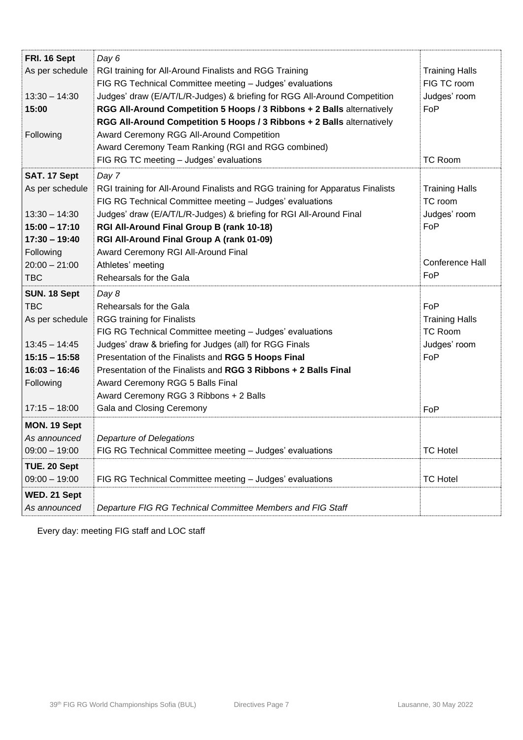| | | |
|---|---|---|
| **FRI. 16 Sept** | *Day 6* | |
| As per schedule | RGI training for All-Around Finalists and RGG Training | Training Halls |
| | FIG RG Technical Committee meeting – Judges' evaluations | FIG TC room |
| 13:30 – 14:30 | Judges' draw (E/A/T/L/R-Judges) & briefing for RGG All-Around Competition | Judges' room |
| **15:00** | **RGG All-Around Competition 5 Hoops / 3 Ribbons + 2 Balls** alternatively | FoP |
| | **RGG All-Around Competition 5 Hoops / 3 Ribbons + 2 Balls** alternatively | |
| Following | Award Ceremony RGG All-Around Competition | |
| | Award Ceremony Team Ranking (RGI and RGG combined) | |
| | FIG RG TC meeting – Judges' evaluations | TC Room |
| **SAT. 17 Sept** | *Day 7* | |
| As per schedule | RGI training for All-Around Finalists and RGG training for Apparatus Finalists | Training Halls |
| | FIG RG Technical Committee meeting – Judges' evaluations | TC room |
| 13:30 – 14:30 | Judges' draw (E/A/T/L/R-Judges) & briefing for RGI All-Around Final | Judges' room |
| **15:00 – 17:10** | **RGI All-Around Final Group B (rank 10-18)** | FoP |
| **17:30 – 19:40** | **RGI All-Around Final Group A (rank 01-09)** | |
| Following | Award Ceremony RGI All-Around Final | |
| 20:00 – 21:00 | Athletes' meeting | Conference Hall |
| TBC | Rehearsals for the Gala | FoP |
| **SUN. 18 Sept** | *Day 8* | |
| TBC | Rehearsals for the Gala | FoP |
| As per schedule | RGG training for Finalists | Training Halls |
| | FIG RG Technical Committee meeting – Judges' evaluations | TC Room |
| 13:45 – 14:45 | Judges' draw & briefing for Judges (all) for RGG Finals | Judges' room |
| **15:15 – 15:58** | Presentation of the Finalists and **RGG 5 Hoops Final** | FoP |
| **16:03 – 16:46** | Presentation of the Finalists and **RGG 3 Ribbons + 2 Balls Final** | |
| Following | Award Ceremony RGG 5 Balls Final | |
| | Award Ceremony RGG 3 Ribbons + 2 Balls | |
| 17:15 – 18:00 | Gala and Closing Ceremony | FoP |
| **MON. 19 Sept** | | |
| *As announced* | *Departure of Delegations* | |
| 09:00 – 19:00 | FIG RG Technical Committee meeting – Judges' evaluations | TC Hotel |
| **TUE. 20 Sept** | | |
| 09:00 – 19:00 | FIG RG Technical Committee meeting – Judges' evaluations | TC Hotel |
| **WED. 21 Sept** | | |
| *As announced* | *Departure FIG RG Technical Committee Members and FIG Staff* | |

Every day: meeting FIG staff and LOC staff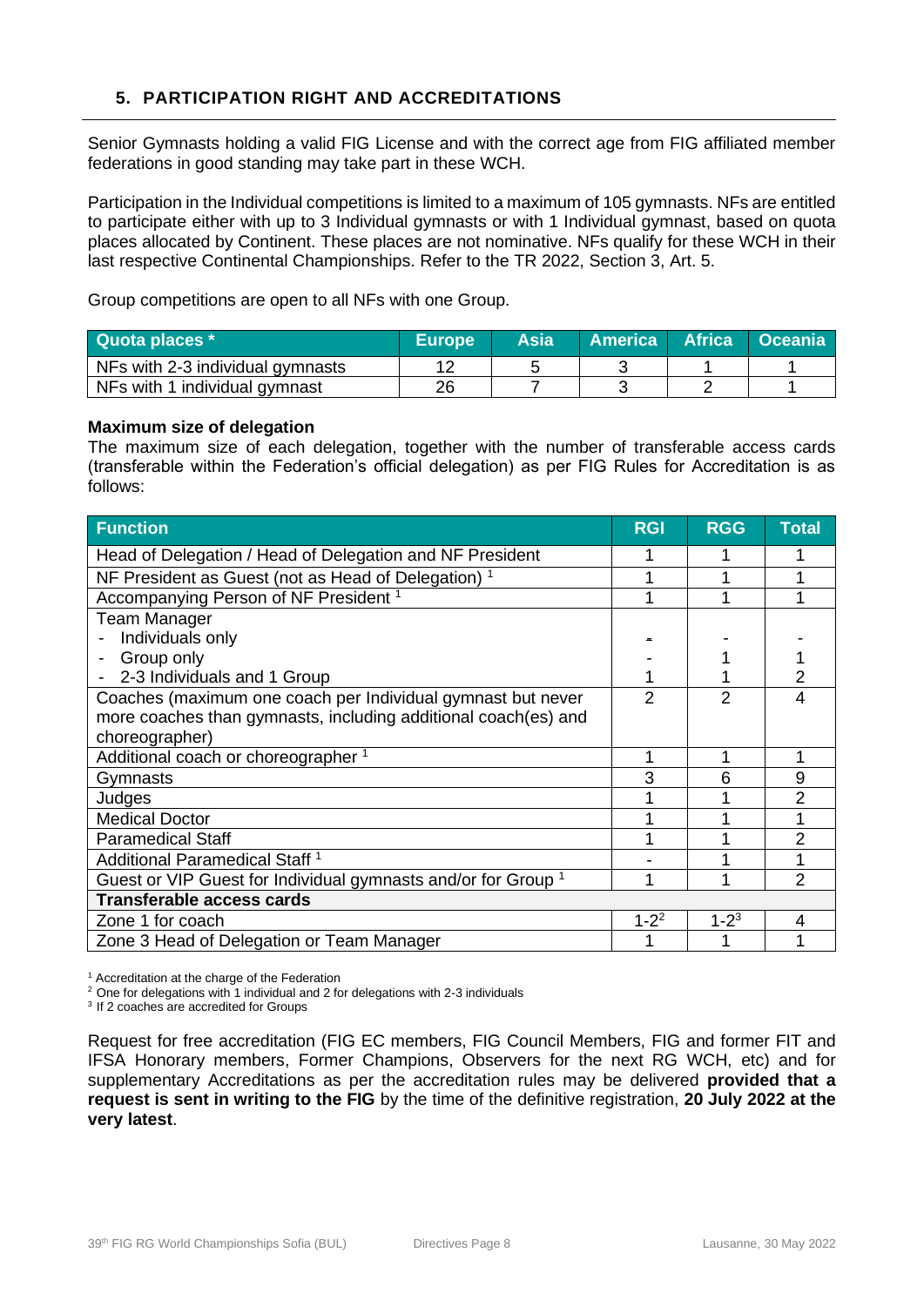## 5. PARTICIPATION RIGHT AND ACCREDITATIONS

Senior Gymnasts holding a valid FIG License and with the correct age from FIG affiliated member federations in good standing may take part in these WCH.

Participation in the Individual competitions is limited to a maximum of 105 gymnasts. NFs are entitled to participate either with up to 3 Individual gymnasts or with 1 Individual gymnast, based on quota places allocated by Continent. These places are not nominative. NFs qualify for these WCH in their last respective Continental Championships. Refer to the TR 2022, Section 3, Art. 5.

Group competitions are open to all NFs with one Group.

| Quota places * | Europe | Asia | America | Africa | Oceania |
|---|---|---|---|---|---|
| NFs with 2-3 individual gymnasts | 12 | 5 | 3 | 1 | 1 |
| NFs with 1 individual gymnast | 26 | 7 | 3 | 2 | 1 |

**Maximum size of delegation**

The maximum size of each delegation, together with the number of transferable access cards (transferable within the Federation's official delegation) as per FIG Rules for Accreditation is as follows:

| Function | RGI | RGG | Total |
|---|---|---|---|
| Head of Delegation / Head of Delegation and NF President | 1 | 1 | 1 |
| NF President as Guest (not as Head of Delegation) [1] | 1 | 1 | 1 |
| Accompanying Person of NF President [1] | 1 | 1 | 1 |
| Team Manager<br>- Individuals only<br>- Group only<br>- 2-3 Individuals and 1 Group | <br>-<br>-<br>1 | <br>-<br>1<br>1 | <br>-<br>1<br>2 |
| Coaches (maximum one coach per Individual gymnast but never more coaches than gymnasts, including additional coach(es) and choreographer) | 2 | 2 | 4 |
| Additional coach or choreographer [1] | 1 | 1 | 1 |
| Gymnasts | 3 | 6 | 9 |
| Judges | 1 | 1 | 2 |
| Medical Doctor | 1 | 1 | 1 |
| Paramedical Staff | 1 | 1 | 2 |
| Additional Paramedical Staff [1] | - | 1 | 1 |
| Guest or VIP Guest for Individual gymnasts and/or for Group [1] | 1 | 1 | 2 |
| **Transferable access cards** | | | |
| Zone 1 for coach | 1-2[2] | 1-2[3] | 4 |
| Zone 3 Head of Delegation or Team Manager | 1 | 1 | 1 |

[1] Accreditation at the charge of the Federation
[2] One for delegations with 1 individual and 2 for delegations with 2-3 individuals
[3] If 2 coaches are accredited for Groups

Request for free accreditation (FIG EC members, FIG Council Members, FIG and former FIT and IFSA Honorary members, Former Champions, Observers for the next RG WCH, etc) and for supplementary Accreditations as per the accreditation rules may be delivered **provided that a request is sent in writing to the FIG** by the time of the definitive registration, **20 July 2022 at the very latest**.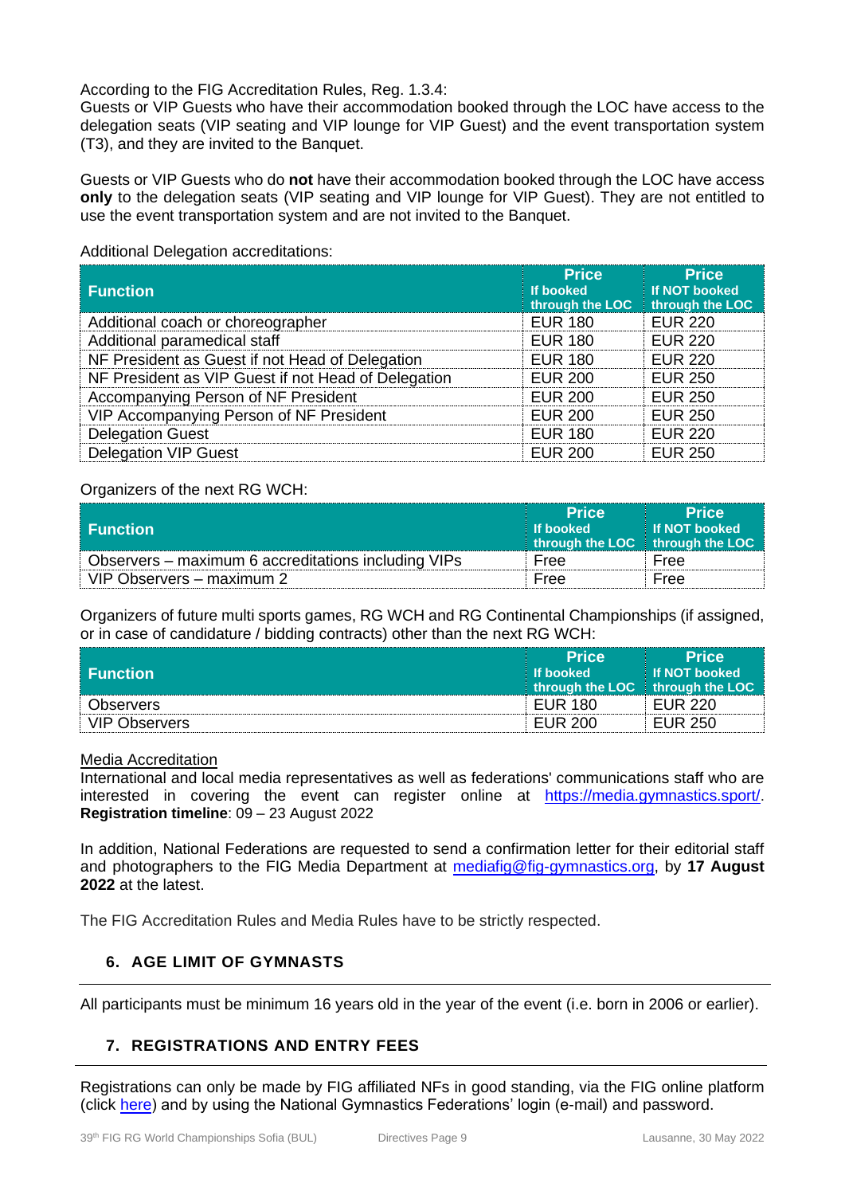According to the FIG Accreditation Rules, Reg. 1.3.4:
Guests or VIP Guests who have their accommodation booked through the LOC have access to the delegation seats (VIP seating and VIP lounge for VIP Guest) and the event transportation system (T3), and they are invited to the Banquet.

Guests or VIP Guests who do **not** have their accommodation booked through the LOC have access **only** to the delegation seats (VIP seating and VIP lounge for VIP Guest). They are not entitled to use the event transportation system and are not invited to the Banquet.

Additional Delegation accreditations:

| Function | Price If booked through the LOC | Price If NOT booked through the LOC |
|---|---|---|
| Additional coach or choreographer | EUR 180 | EUR 220 |
| Additional paramedical staff | EUR 180 | EUR 220 |
| NF President as Guest if not Head of Delegation | EUR 180 | EUR 220 |
| NF President as VIP Guest if not Head of Delegation | EUR 200 | EUR 250 |
| Accompanying Person of NF President | EUR 200 | EUR 250 |
| VIP Accompanying Person of NF President | EUR 200 | EUR 250 |
| Delegation Guest | EUR 180 | EUR 220 |
| Delegation VIP Guest | EUR 200 | EUR 250 |

Organizers of the next RG WCH:

| Function | Price If booked through the LOC | Price If NOT booked through the LOC |
|---|---|---|
| Observers – maximum 6 accreditations including VIPs | Free | Free |
| VIP Observers – maximum 2 | Free | Free |

Organizers of future multi sports games, RG WCH and RG Continental Championships (if assigned, or in case of candidature / bidding contracts) other than the next RG WCH:

| Function | Price If booked through the LOC | Price If NOT booked through the LOC |
|---|---|---|
| Observers | EUR 180 | EUR 220 |
| VIP Observers | EUR 200 | EUR 250 |

Media Accreditation

International and local media representatives as well as federations' communications staff who are interested in covering the event can register online at https://media.gymnastics.sport/.
**Registration timeline**: 09 – 23 August 2022

In addition, National Federations are requested to send a confirmation letter for their editorial staff and photographers to the FIG Media Department at mediafig@fig-gymnastics.org, by **17 August 2022** at the latest.

The FIG Accreditation Rules and Media Rules have to be strictly respected.

## 6. AGE LIMIT OF GYMNASTS

All participants must be minimum 16 years old in the year of the event (i.e. born in 2006 or earlier).

## 7. REGISTRATIONS AND ENTRY FEES

Registrations can only be made by FIG affiliated NFs in good standing, via the FIG online platform (click here) and by using the National Gymnastics Federations' login (e-mail) and password.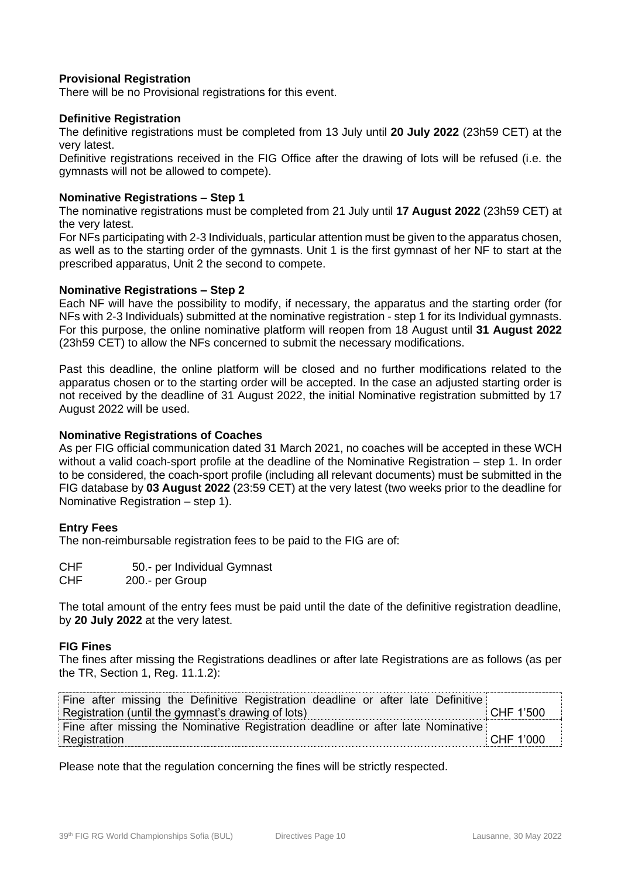**Provisional Registration**

There will be no Provisional registrations for this event.

**Definitive Registration**

The definitive registrations must be completed from 13 July until **20 July 2022** (23h59 CET) at the very latest.

Definitive registrations received in the FIG Office after the drawing of lots will be refused (i.e. the gymnasts will not be allowed to compete).

**Nominative Registrations – Step 1**

The nominative registrations must be completed from 21 July until **17 August 2022** (23h59 CET) at the very latest.

For NFs participating with 2-3 Individuals, particular attention must be given to the apparatus chosen, as well as to the starting order of the gymnasts. Unit 1 is the first gymnast of her NF to start at the prescribed apparatus, Unit 2 the second to compete.

**Nominative Registrations – Step 2**

Each NF will have the possibility to modify, if necessary, the apparatus and the starting order (for NFs with 2-3 Individuals) submitted at the nominative registration - step 1 for its Individual gymnasts. For this purpose, the online nominative platform will reopen from 18 August until **31 August 2022** (23h59 CET) to allow the NFs concerned to submit the necessary modifications.

Past this deadline, the online platform will be closed and no further modifications related to the apparatus chosen or to the starting order will be accepted. In the case an adjusted starting order is not received by the deadline of 31 August 2022, the initial Nominative registration submitted by 17 August 2022 will be used.

**Nominative Registrations of Coaches**

As per FIG official communication dated 31 March 2021, no coaches will be accepted in these WCH without a valid coach-sport profile at the deadline of the Nominative Registration – step 1. In order to be considered, the coach-sport profile (including all relevant documents) must be submitted in the FIG database by **03 August 2022** (23:59 CET) at the very latest (two weeks prior to the deadline for Nominative Registration – step 1).

**Entry Fees**

The non-reimbursable registration fees to be paid to the FIG are of:

CHF 50.- per Individual Gymnast
CHF 200.- per Group

The total amount of the entry fees must be paid until the date of the definitive registration deadline, by **20 July 2022** at the very latest.

**FIG Fines**

The fines after missing the Registrations deadlines or after late Registrations are as follows (as per the TR, Section 1, Reg. 11.1.2):

| | |
|---|---|
| Fine after missing the Definitive Registration deadline or after late Definitive Registration (until the gymnast's drawing of lots) | CHF 1'500 |
| Fine after missing the Nominative Registration deadline or after late Nominative Registration | CHF 1'000 |

Please note that the regulation concerning the fines will be strictly respected.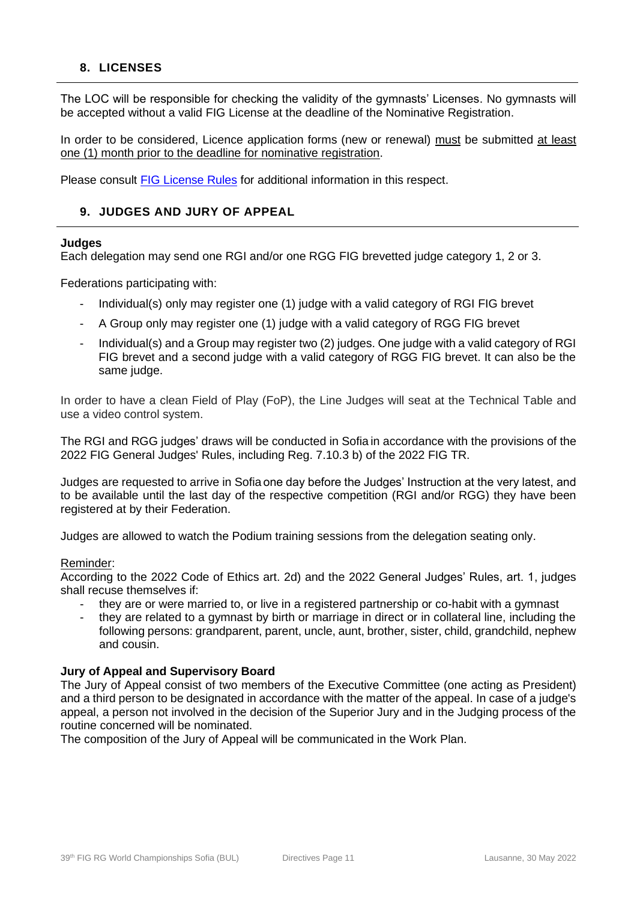## 8. LICENSES

The LOC will be responsible for checking the validity of the gymnasts' Licenses. No gymnasts will be accepted without a valid FIG License at the deadline of the Nominative Registration.

In order to be considered, Licence application forms (new or renewal) must be submitted at least one (1) month prior to the deadline for nominative registration.

Please consult [FIG License Rules] for additional information in this respect.

## 9. JUDGES AND JURY OF APPEAL

**Judges**

Each delegation may send one RGI and/or one RGG FIG brevetted judge category 1, 2 or 3.

Federations participating with:

- Individual(s) only may register one (1) judge with a valid category of RGI FIG brevet
- A Group only may register one (1) judge with a valid category of RGG FIG brevet
- Individual(s) and a Group may register two (2) judges. One judge with a valid category of RGI FIG brevet and a second judge with a valid category of RGG FIG brevet. It can also be the same judge.

In order to have a clean Field of Play (FoP), the Line Judges will seat at the Technical Table and use a video control system.

The RGI and RGG judges' draws will be conducted in Sofia in accordance with the provisions of the 2022 FIG General Judges' Rules, including Reg. 7.10.3 b) of the 2022 FIG TR.

Judges are requested to arrive in Sofia one day before the Judges' Instruction at the very latest, and to be available until the last day of the respective competition (RGI and/or RGG) they have been registered at by their Federation.

Judges are allowed to watch the Podium training sessions from the delegation seating only.

Reminder:

According to the 2022 Code of Ethics art. 2d) and the 2022 General Judges' Rules, art. 1, judges shall recuse themselves if:

- they are or were married to, or live in a registered partnership or co-habit with a gymnast
- they are related to a gymnast by birth or marriage in direct or in collateral line, including the following persons: grandparent, parent, uncle, aunt, brother, sister, child, grandchild, nephew and cousin.

**Jury of Appeal and Supervisory Board**

The Jury of Appeal consist of two members of the Executive Committee (one acting as President) and a third person to be designated in accordance with the matter of the appeal. In case of a judge's appeal, a person not involved in the decision of the Superior Jury and in the Judging process of the routine concerned will be nominated.

The composition of the Jury of Appeal will be communicated in the Work Plan.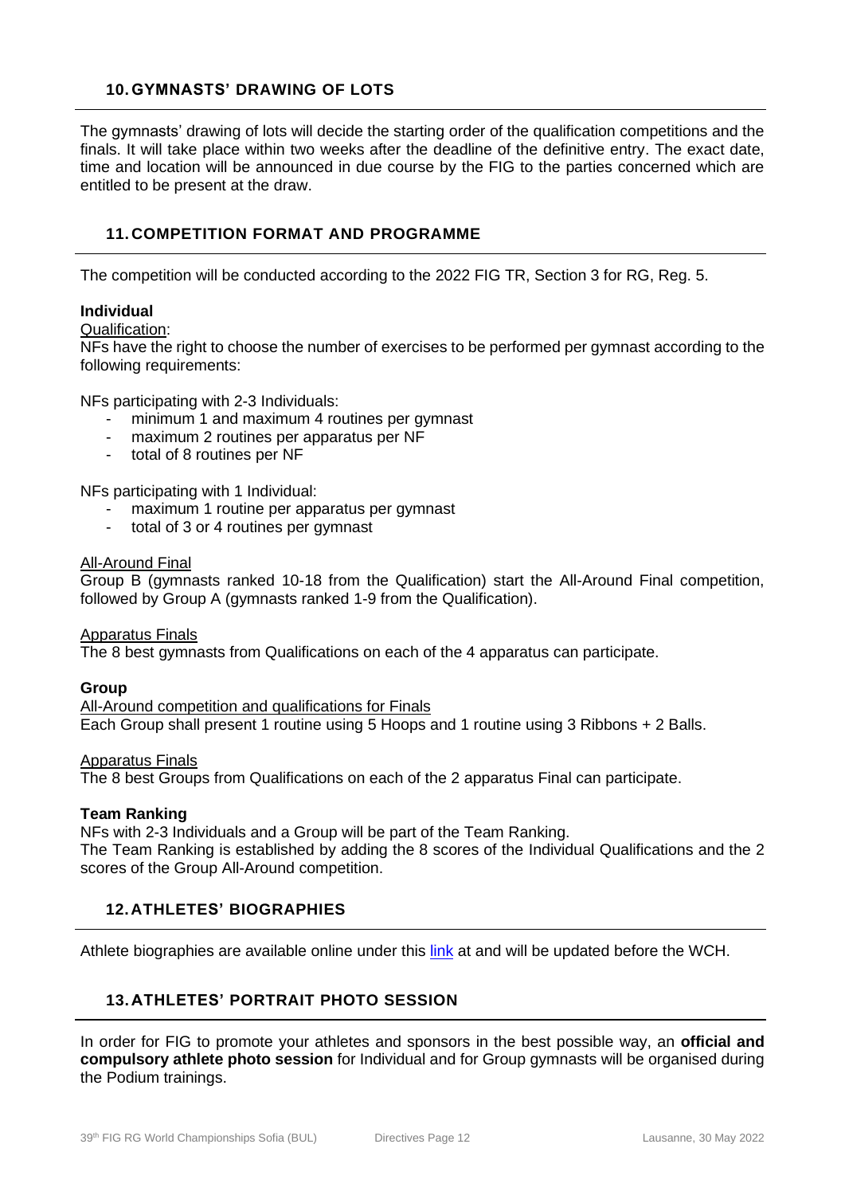## 10. GYMNASTS' DRAWING OF LOTS

The gymnasts' drawing of lots will decide the starting order of the qualification competitions and the finals. It will take place within two weeks after the deadline of the definitive entry. The exact date, time and location will be announced in due course by the FIG to the parties concerned which are entitled to be present at the draw.

## 11. COMPETITION FORMAT AND PROGRAMME

The competition will be conducted according to the 2022 FIG TR, Section 3 for RG, Reg. 5.

**Individual**

Qualification:

NFs have the right to choose the number of exercises to be performed per gymnast according to the following requirements:

NFs participating with 2-3 Individuals:

- minimum 1 and maximum 4 routines per gymnast
- maximum 2 routines per apparatus per NF
- total of 8 routines per NF

NFs participating with 1 Individual:

- maximum 1 routine per apparatus per gymnast
- total of 3 or 4 routines per gymnast

All-Around Final

Group B (gymnasts ranked 10-18 from the Qualification) start the All-Around Final competition, followed by Group A (gymnasts ranked 1-9 from the Qualification).

Apparatus Finals

The 8 best gymnasts from Qualifications on each of the 4 apparatus can participate.

**Group**

All-Around competition and qualifications for Finals

Each Group shall present 1 routine using 5 Hoops and 1 routine using 3 Ribbons + 2 Balls.

Apparatus Finals

The 8 best Groups from Qualifications on each of the 2 apparatus Final can participate.

**Team Ranking**

NFs with 2-3 Individuals and a Group will be part of the Team Ranking.

The Team Ranking is established by adding the 8 scores of the Individual Qualifications and the 2 scores of the Group All-Around competition.

## 12. ATHLETES' BIOGRAPHIES

Athlete biographies are available online under this link at and will be updated before the WCH.

## 13. ATHLETES' PORTRAIT PHOTO SESSION

In order for FIG to promote your athletes and sponsors in the best possible way, an **official and compulsory athlete photo session** for Individual and for Group gymnasts will be organised during the Podium trainings.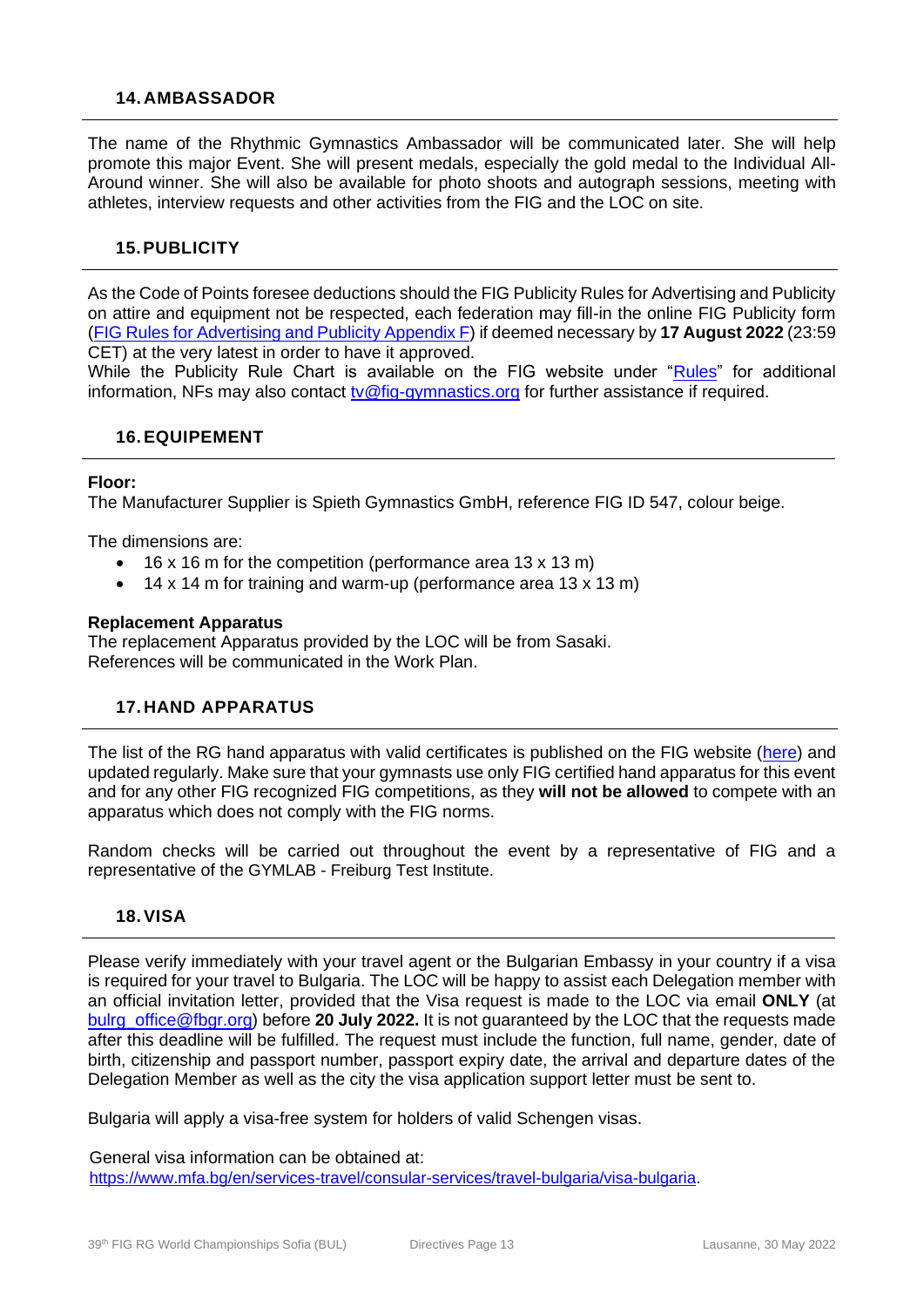## 14. AMBASSADOR

The name of the Rhythmic Gymnastics Ambassador will be communicated later. She will help promote this major Event. She will present medals, especially the gold medal to the Individual All-Around winner. She will also be available for photo shoots and autograph sessions, meeting with athletes, interview requests and other activities from the FIG and the LOC on site.

## 15. PUBLICITY

As the Code of Points foresee deductions should the FIG Publicity Rules for Advertising and Publicity on attire and equipment not be respected, each federation may fill-in the online FIG Publicity form (FIG Rules for Advertising and Publicity Appendix F) if deemed necessary by **17 August 2022** (23:59 CET) at the very latest in order to have it approved.
While the Publicity Rule Chart is available on the FIG website under "Rules" for additional information, NFs may also contact tv@fig-gymnastics.org for further assistance if required.

## 16. EQUIPEMENT

**Floor:**
The Manufacturer Supplier is Spieth Gymnastics GmbH, reference FIG ID 547, colour beige.

The dimensions are:

- 16 x 16 m for the competition (performance area 13 x 13 m)
- 14 x 14 m for training and warm-up (performance area 13 x 13 m)

**Replacement Apparatus**
The replacement Apparatus provided by the LOC will be from Sasaki.
References will be communicated in the Work Plan.

## 17. HAND APPARATUS

The list of the RG hand apparatus with valid certificates is published on the FIG website (here) and updated regularly. Make sure that your gymnasts use only FIG certified hand apparatus for this event and for any other FIG recognized FIG competitions, as they **will not be allowed** to compete with an apparatus which does not comply with the FIG norms.

Random checks will be carried out throughout the event by a representative of FIG and a representative of the GYMLAB - Freiburg Test Institute.

## 18. VISA

Please verify immediately with your travel agent or the Bulgarian Embassy in your country if a visa is required for your travel to Bulgaria. The LOC will be happy to assist each Delegation member with an official invitation letter, provided that the Visa request is made to the LOC via email **ONLY** (at bulrg_office@fbgr.org) before **20 July 2022.** It is not guaranteed by the LOC that the requests made after this deadline will be fulfilled. The request must include the function, full name, gender, date of birth, citizenship and passport number, passport expiry date, the arrival and departure dates of the Delegation Member as well as the city the visa application support letter must be sent to.

Bulgaria will apply a visa-free system for holders of valid Schengen visas.

General visa information can be obtained at:
https://www.mfa.bg/en/services-travel/consular-services/travel-bulgaria/visa-bulgaria.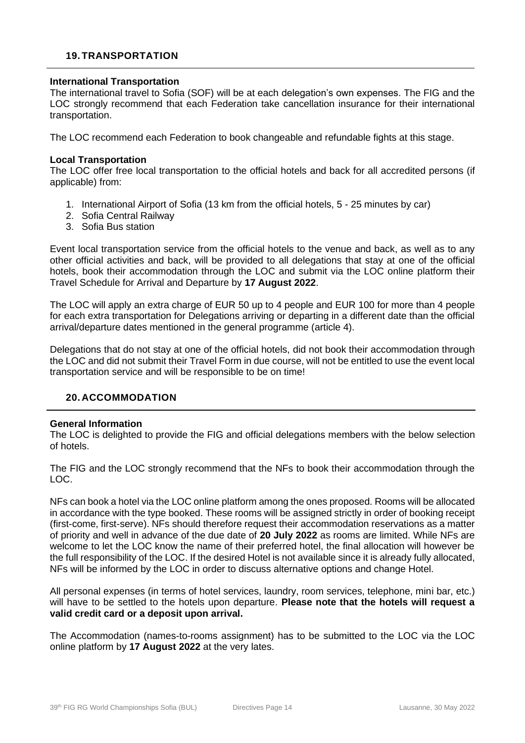## 19. TRANSPORTATION

**International Transportation**
The international travel to Sofia (SOF) will be at each delegation's own expenses. The FIG and the LOC strongly recommend that each Federation take cancellation insurance for their international transportation.

The LOC recommend each Federation to book changeable and refundable fights at this stage.

**Local Transportation**
The LOC offer free local transportation to the official hotels and back for all accredited persons (if applicable) from:

1. International Airport of Sofia (13 km from the official hotels, 5 - 25 minutes by car)
2. Sofia Central Railway
3. Sofia Bus station

Event local transportation service from the official hotels to the venue and back, as well as to any other official activities and back, will be provided to all delegations that stay at one of the official hotels, book their accommodation through the LOC and submit via the LOC online platform their Travel Schedule for Arrival and Departure by **17 August 2022**.

The LOC will apply an extra charge of EUR 50 up to 4 people and EUR 100 for more than 4 people for each extra transportation for Delegations arriving or departing in a different date than the official arrival/departure dates mentioned in the general programme (article 4).

Delegations that do not stay at one of the official hotels, did not book their accommodation through the LOC and did not submit their Travel Form in due course, will not be entitled to use the event local transportation service and will be responsible to be on time!

## 20. ACCOMMODATION

**General Information**
The LOC is delighted to provide the FIG and official delegations members with the below selection of hotels.

The FIG and the LOC strongly recommend that the NFs to book their accommodation through the LOC.

NFs can book a hotel via the LOC online platform among the ones proposed. Rooms will be allocated in accordance with the type booked. These rooms will be assigned strictly in order of booking receipt (first-come, first-serve). NFs should therefore request their accommodation reservations as a matter of priority and well in advance of the due date of **20 July 2022** as rooms are limited. While NFs are welcome to let the LOC know the name of their preferred hotel, the final allocation will however be the full responsibility of the LOC. If the desired Hotel is not available since it is already fully allocated, NFs will be informed by the LOC in order to discuss alternative options and change Hotel.

All personal expenses (in terms of hotel services, laundry, room services, telephone, mini bar, etc.) will have to be settled to the hotels upon departure. **Please note that the hotels will request a valid credit card or a deposit upon arrival.**

The Accommodation (names-to-rooms assignment) has to be submitted to the LOC via the LOC online platform by **17 August 2022** at the very lates.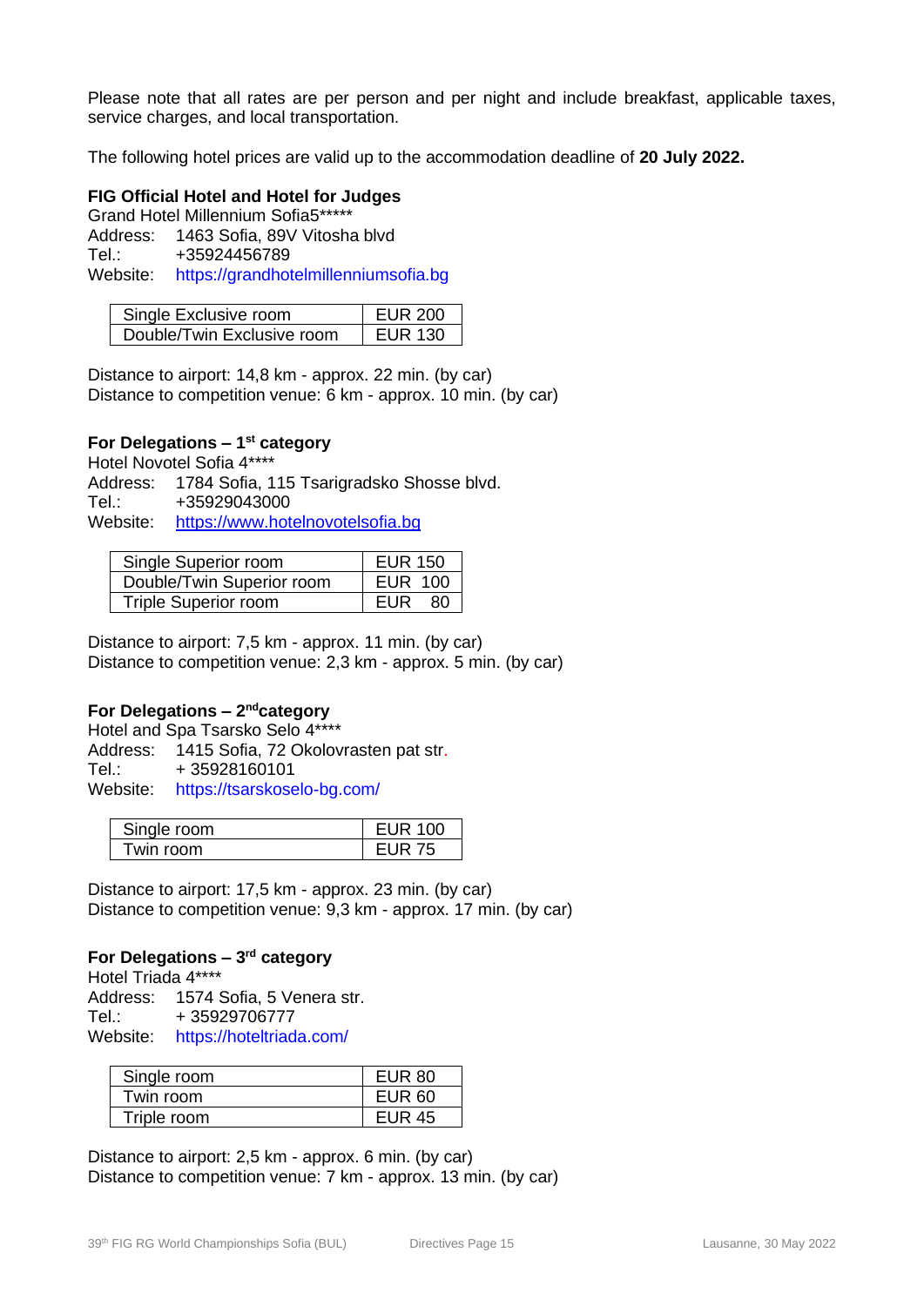Please note that all rates are per person and per night and include breakfast, applicable taxes, service charges, and local transportation.

The following hotel prices are valid up to the accommodation deadline of **20 July 2022.**

**FIG Official Hotel and Hotel for Judges**
Grand Hotel Millennium Sofia5*****
Address: 1463 Sofia, 89V Vitosha blvd
Tel.: +35924456789
Website: https://grandhotelmillenniumsofia.bg

| | |
|---|---|
| Single Exclusive room | EUR 200 |
| Double/Twin Exclusive room | EUR 130 |

Distance to airport: 14,8 km - approx. 22 min. (by car)
Distance to competition venue: 6 km - approx. 10 min. (by car)

**For Delegations – 1st category**
Hotel Novotel Sofia 4****
Address: 1784 Sofia, 115 Tsarigradsko Shosse blvd.
Tel.: +35929043000
Website: https://www.hotelnovotelsofia.bg

| | |
|---|---|
| Single Superior room | EUR 150 |
| Double/Twin Superior room | EUR 100 |
| Triple Superior room | EUR 80 |

Distance to airport: 7,5 km - approx. 11 min. (by car)
Distance to competition venue: 2,3 km - approx. 5 min. (by car)

**For Delegations – 2nd category**
Hotel and Spa Tsarsko Selo 4****
Address: 1415 Sofia, 72 Okolovrasten pat str.
Tel.: + 35928160101
Website: https://tsarskoselo-bg.com/

| | |
|---|---|
| Single room | EUR 100 |
| Twin room | EUR 75 |

Distance to airport: 17,5 km - approx. 23 min. (by car)
Distance to competition venue: 9,3 km - approx. 17 min. (by car)

**For Delegations – 3rd category**
Hotel Triada 4****
Address: 1574 Sofia, 5 Venera str.
Tel.: + 35929706777
Website: https://hoteltriada.com/

| | |
|---|---|
| Single room | EUR 80 |
| Twin room | EUR 60 |
| Triple room | EUR 45 |

Distance to airport: 2,5 km - approx. 6 min. (by car)
Distance to competition venue: 7 km - approx. 13 min. (by car)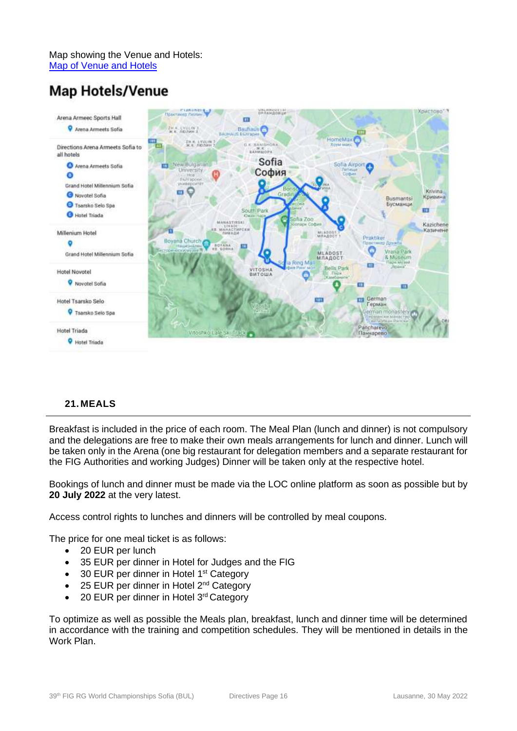Map showing the Venue and Hotels:
[Map of Venue and Hotels]

# Map Hotels/Venue

Arena Armeec Sports Hall
- Arena Armeets Sofia

Directions Arena Armeets Sofia to all hotels
- A Arena Armeets Sofia
- B Grand Hotel Millennium Sofia
- C Novotel Sofia
- D Tsarsko Selo Spa
- E Hotel Triada

Millenium Hotel
- Grand Hotel Millennium Sofia

Hotel Novotel
- Novotel Sofia

Hotel Tsarsko Selo
- Tsarsko Selo Spa

Hotel Triada
- Hotel Triada

## 21. MEALS

Breakfast is included in the price of each room. The Meal Plan (lunch and dinner) is not compulsory and the delegations are free to make their own meals arrangements for lunch and dinner. Lunch will be taken only in the Arena (one big restaurant for delegation members and a separate restaurant for the FIG Authorities and working Judges) Dinner will be taken only at the respective hotel.

Bookings of lunch and dinner must be made via the LOC online platform as soon as possible but by **20 July 2022** at the very latest.

Access control rights to lunches and dinners will be controlled by meal coupons.

The price for one meal ticket is as follows:

- 20 EUR per lunch
- 35 EUR per dinner in Hotel for Judges and the FIG
- 30 EUR per dinner in Hotel 1st Category
- 25 EUR per dinner in Hotel 2nd Category
- 20 EUR per dinner in Hotel 3rd Category

To optimize as well as possible the Meals plan, breakfast, lunch and dinner time will be determined in accordance with the training and competition schedules. They will be mentioned in details in the Work Plan.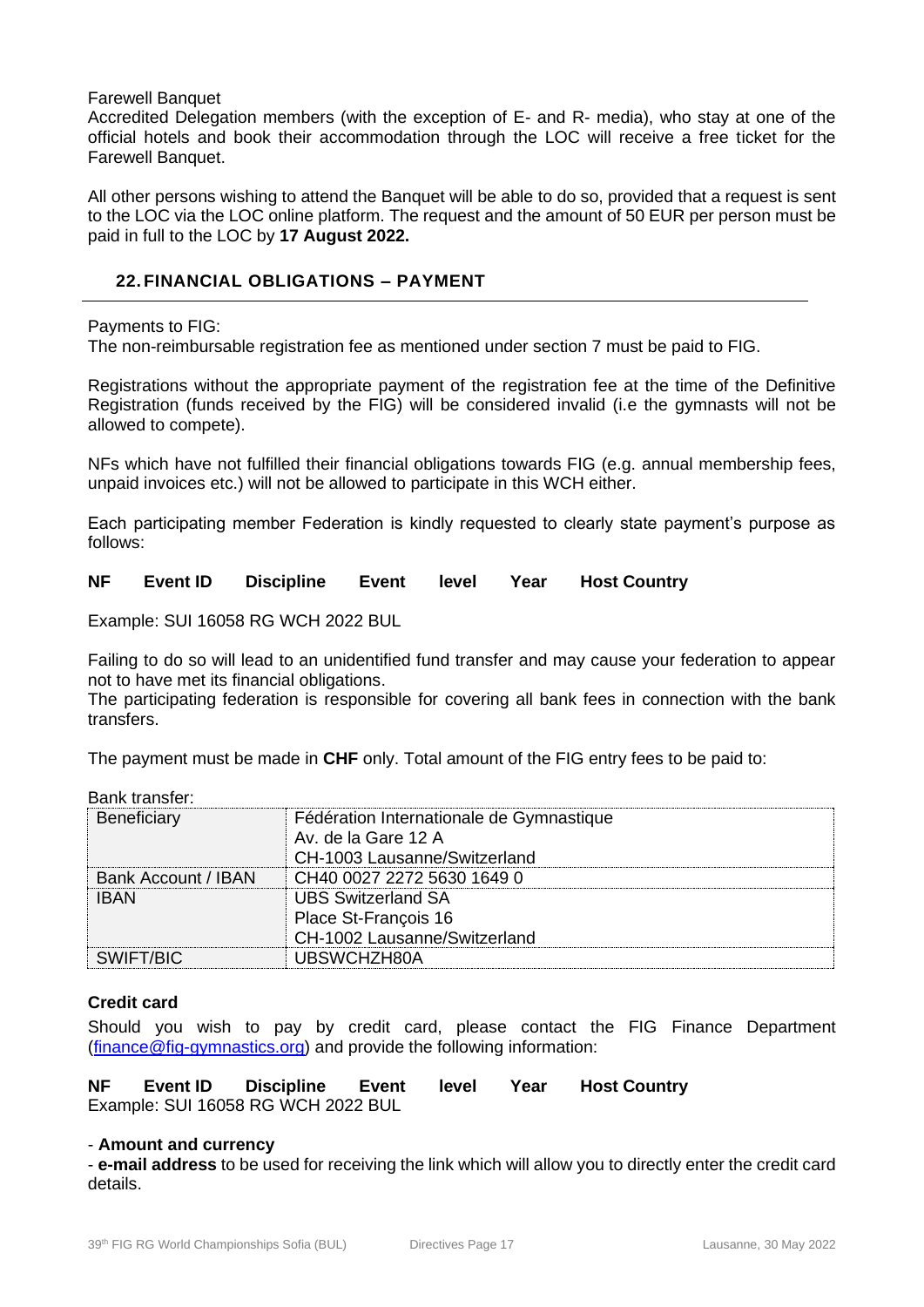Farewell Banquet

Accredited Delegation members (with the exception of E- and R- media), who stay at one of the official hotels and book their accommodation through the LOC will receive a free ticket for the Farewell Banquet.

All other persons wishing to attend the Banquet will be able to do so, provided that a request is sent to the LOC via the LOC online platform. The request and the amount of 50 EUR per person must be paid in full to the LOC by **17 August 2022.**

## 22. FINANCIAL OBLIGATIONS – PAYMENT

Payments to FIG:

The non-reimbursable registration fee as mentioned under section 7 must be paid to FIG.

Registrations without the appropriate payment of the registration fee at the time of the Definitive Registration (funds received by the FIG) will be considered invalid (i.e the gymnasts will not be allowed to compete).

NFs which have not fulfilled their financial obligations towards FIG (e.g. annual membership fees, unpaid invoices etc.) will not be allowed to participate in this WCH either.

Each participating member Federation is kindly requested to clearly state payment's purpose as follows:

**NF Event ID Discipline Event level Year Host Country**

Example: SUI 16058 RG WCH 2022 BUL

Failing to do so will lead to an unidentified fund transfer and may cause your federation to appear not to have met its financial obligations.

The participating federation is responsible for covering all bank fees in connection with the bank transfers.

The payment must be made in **CHF** only. Total amount of the FIG entry fees to be paid to:

Bank transfer:

| Beneficiary | Fédération Internationale de Gymnastique<br>Av. de la Gare 12 A<br>CH-1003 Lausanne/Switzerland |
|---|---|
| Bank Account / IBAN | CH40 0027 2272 5630 1649 0 |
| IBAN | UBS Switzerland SA<br>Place St-François 16<br>CH-1002 Lausanne/Switzerland |
| SWIFT/BIC | UBSWCHZH80A |

**Credit card**

Should you wish to pay by credit card, please contact the FIG Finance Department (finance@fig-gymnastics.org) and provide the following information:

**NF Event ID Discipline Event level Year Host Country**

Example: SUI 16058 RG WCH 2022 BUL

- **Amount and currency**
- **e-mail address** to be used for receiving the link which will allow you to directly enter the credit card details.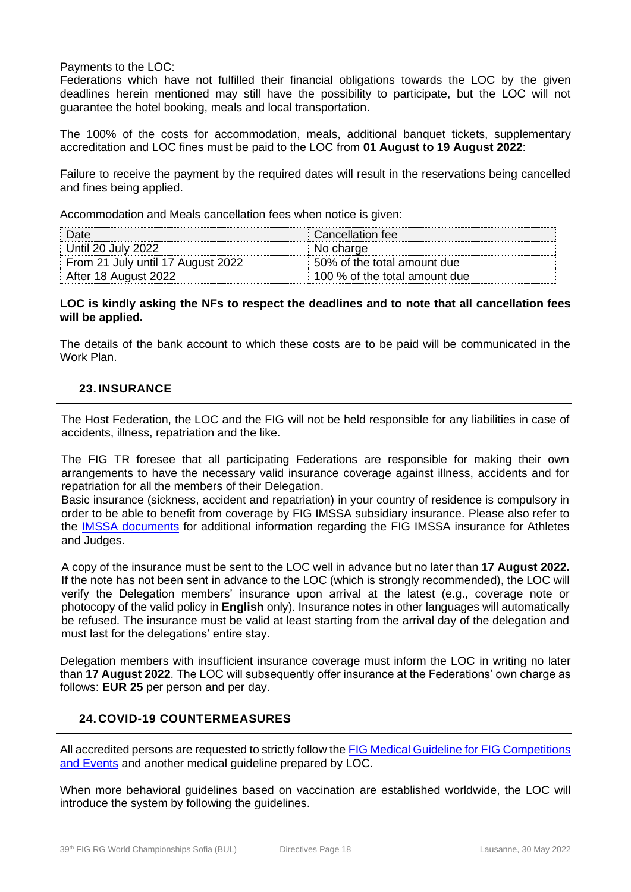Payments to the LOC:
Federations which have not fulfilled their financial obligations towards the LOC by the given deadlines herein mentioned may still have the possibility to participate, but the LOC will not guarantee the hotel booking, meals and local transportation.

The 100% of the costs for accommodation, meals, additional banquet tickets, supplementary accreditation and LOC fines must be paid to the LOC from **01 August to 19 August 2022**:

Failure to receive the payment by the required dates will result in the reservations being cancelled and fines being applied.

Accommodation and Meals cancellation fees when notice is given:

| Date | Cancellation fee |
|---|---|
| Until 20 July 2022 | No charge |
| From 21 July until 17 August 2022 | 50% of the total amount due |
| After 18 August 2022 | 100 % of the total amount due |

**LOC is kindly asking the NFs to respect the deadlines and to note that all cancellation fees will be applied.**

The details of the bank account to which these costs are to be paid will be communicated in the Work Plan.

## 23. INSURANCE

The Host Federation, the LOC and the FIG will not be held responsible for any liabilities in case of accidents, illness, repatriation and the like.

The FIG TR foresee that all participating Federations are responsible for making their own arrangements to have the necessary valid insurance coverage against illness, accidents and for repatriation for all the members of their Delegation.
Basic insurance (sickness, accident and repatriation) in your country of residence is compulsory in order to be able to benefit from coverage by FIG IMSSA subsidiary insurance. Please also refer to the IMSSA documents for additional information regarding the FIG IMSSA insurance for Athletes and Judges.

A copy of the insurance must be sent to the LOC well in advance but no later than **17 August 2022.** If the note has not been sent in advance to the LOC (which is strongly recommended), the LOC will verify the Delegation members' insurance upon arrival at the latest (e.g., coverage note or photocopy of the valid policy in **English** only). Insurance notes in other languages will automatically be refused. The insurance must be valid at least starting from the arrival day of the delegation and must last for the delegations' entire stay.

Delegation members with insufficient insurance coverage must inform the LOC in writing no later than **17 August 2022**. The LOC will subsequently offer insurance at the Federations' own charge as follows: **EUR 25** per person and per day.

## 24. COVID-19 COUNTERMEASURES

All accredited persons are requested to strictly follow the FIG Medical Guideline for FIG Competitions and Events and another medical guideline prepared by LOC.

When more behavioral guidelines based on vaccination are established worldwide, the LOC will introduce the system by following the guidelines.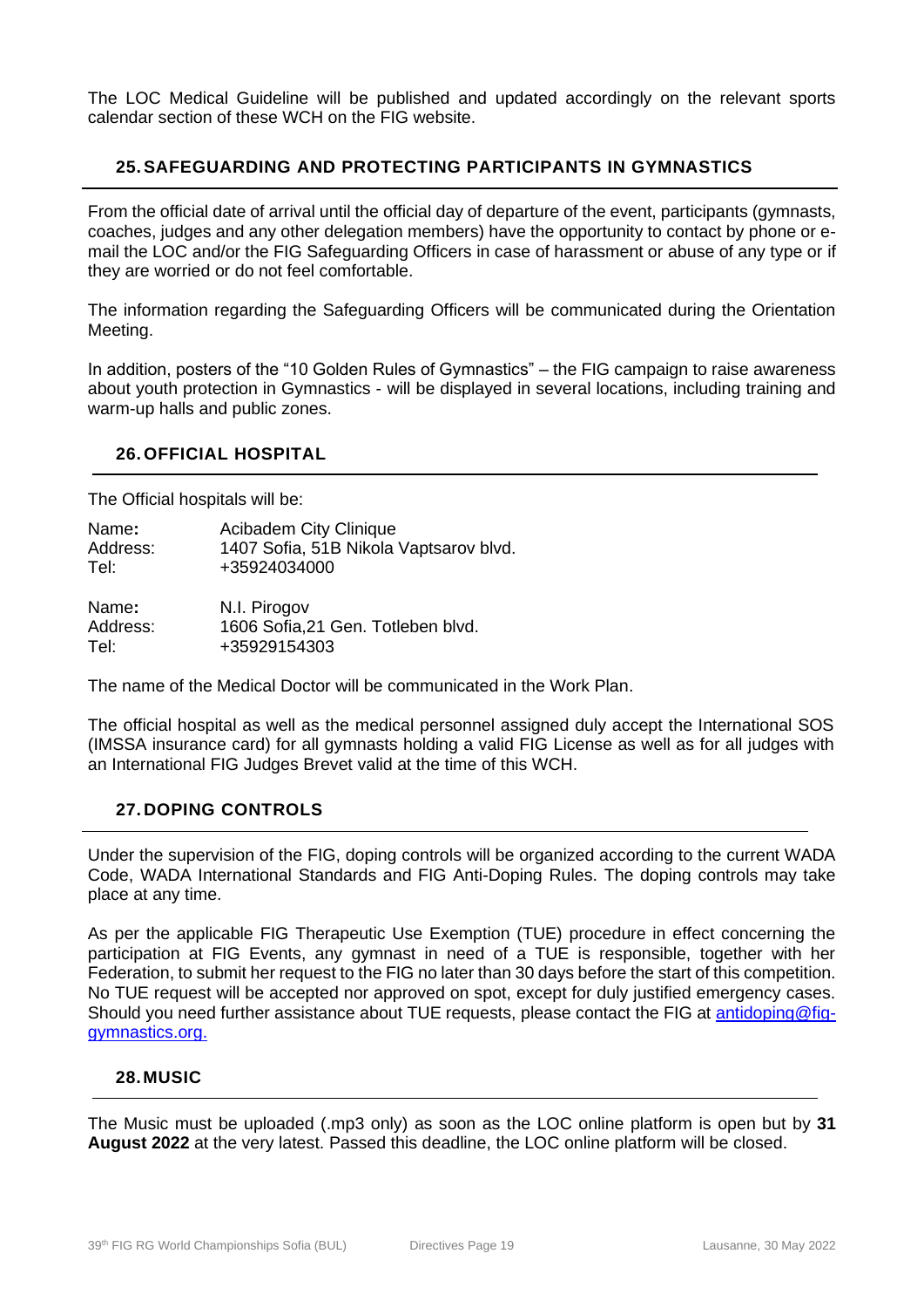The LOC Medical Guideline will be published and updated accordingly on the relevant sports calendar section of these WCH on the FIG website.

## 25. SAFEGUARDING AND PROTECTING PARTICIPANTS IN GYMNASTICS

From the official date of arrival until the official day of departure of the event, participants (gymnasts, coaches, judges and any other delegation members) have the opportunity to contact by phone or e-mail the LOC and/or the FIG Safeguarding Officers in case of harassment or abuse of any type or if they are worried or do not feel comfortable.

The information regarding the Safeguarding Officers will be communicated during the Orientation Meeting.

In addition, posters of the "10 Golden Rules of Gymnastics" – the FIG campaign to raise awareness about youth protection in Gymnastics - will be displayed in several locations, including training and warm-up halls and public zones.

## 26. OFFICIAL HOSPITAL

The Official hospitals will be:

Name**:** Acibadem City Clinique
Address: 1407 Sofia, 51B Nikola Vaptsarov blvd.
Tel: +35924034000

Name**:** N.I. Pirogov
Address: 1606 Sofia,21 Gen. Totleben blvd.
Tel: +35929154303

The name of the Medical Doctor will be communicated in the Work Plan.

The official hospital as well as the medical personnel assigned duly accept the International SOS (IMSSA insurance card) for all gymnasts holding a valid FIG License as well as for all judges with an International FIG Judges Brevet valid at the time of this WCH.

## 27. DOPING CONTROLS

Under the supervision of the FIG, doping controls will be organized according to the current WADA Code, WADA International Standards and FIG Anti-Doping Rules. The doping controls may take place at any time.

As per the applicable FIG Therapeutic Use Exemption (TUE) procedure in effect concerning the participation at FIG Events, any gymnast in need of a TUE is responsible, together with her Federation, to submit her request to the FIG no later than 30 days before the start of this competition. No TUE request will be accepted nor approved on spot, except for duly justified emergency cases. Should you need further assistance about TUE requests, please contact the FIG at antidoping@fig-gymnastics.org.

## 28. MUSIC

The Music must be uploaded (.mp3 only) as soon as the LOC online platform is open but by **31 August 2022** at the very latest. Passed this deadline, the LOC online platform will be closed.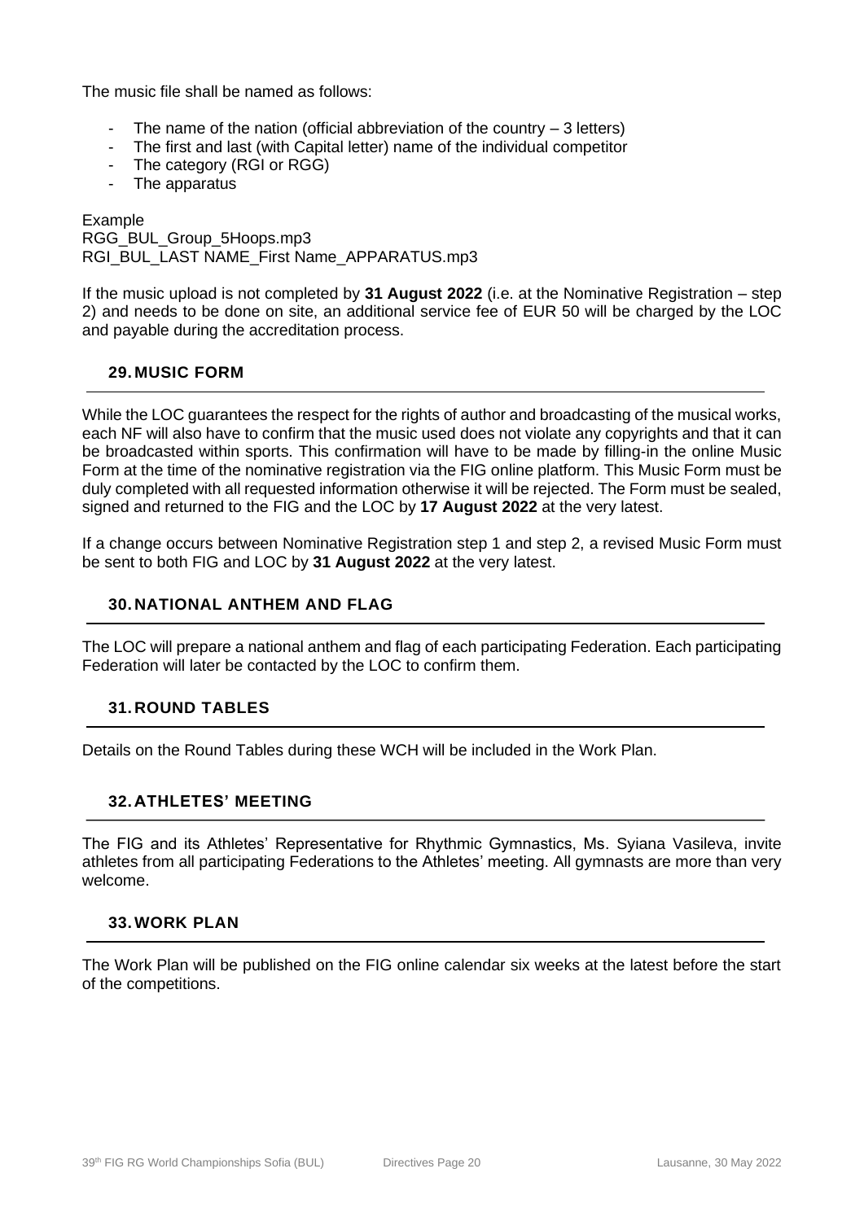The music file shall be named as follows:

- The name of the nation (official abbreviation of the country – 3 letters)
- The first and last (with Capital letter) name of the individual competitor
- The category (RGI or RGG)
- The apparatus

Example
RGG_BUL_Group_5Hoops.mp3
RGI_BUL_LAST NAME_First Name_APPARATUS.mp3

If the music upload is not completed by **31 August 2022** (i.e. at the Nominative Registration – step 2) and needs to be done on site, an additional service fee of EUR 50 will be charged by the LOC and payable during the accreditation process.

## 29. MUSIC FORM

While the LOC guarantees the respect for the rights of author and broadcasting of the musical works, each NF will also have to confirm that the music used does not violate any copyrights and that it can be broadcasted within sports. This confirmation will have to be made by filling-in the online Music Form at the time of the nominative registration via the FIG online platform. This Music Form must be duly completed with all requested information otherwise it will be rejected. The Form must be sealed, signed and returned to the FIG and the LOC by **17 August 2022** at the very latest.

If a change occurs between Nominative Registration step 1 and step 2, a revised Music Form must be sent to both FIG and LOC by **31 August 2022** at the very latest.

## 30. NATIONAL ANTHEM AND FLAG

The LOC will prepare a national anthem and flag of each participating Federation. Each participating Federation will later be contacted by the LOC to confirm them.

## 31. ROUND TABLES

Details on the Round Tables during these WCH will be included in the Work Plan.

## 32. ATHLETES' MEETING

The FIG and its Athletes' Representative for Rhythmic Gymnastics, Ms. Syiana Vasileva, invite athletes from all participating Federations to the Athletes' meeting. All gymnasts are more than very welcome.

## 33. WORK PLAN

The Work Plan will be published on the FIG online calendar six weeks at the latest before the start of the competitions.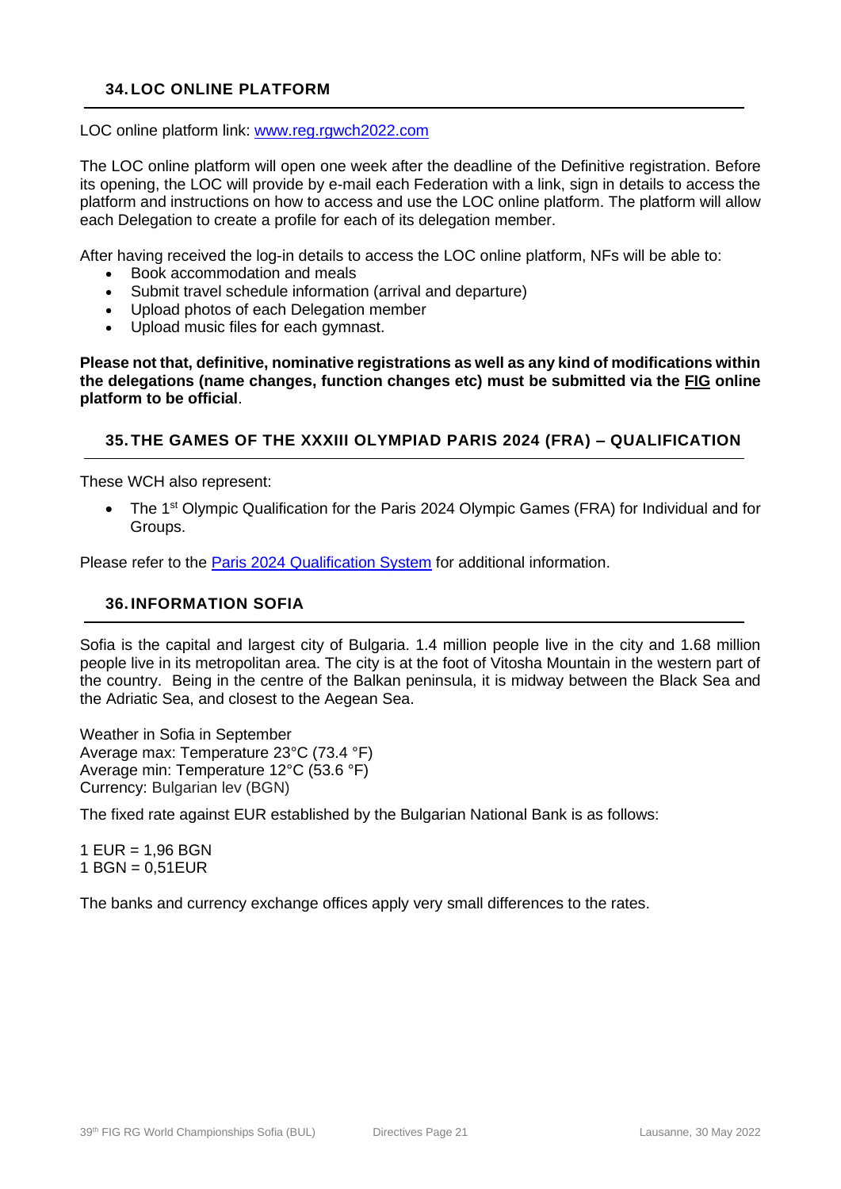## 34. LOC ONLINE PLATFORM

LOC online platform link: [www.reg.rgwch2022.com](www.reg.rgwch2022.com)

The LOC online platform will open one week after the deadline of the Definitive registration. Before its opening, the LOC will provide by e-mail each Federation with a link, sign in details to access the platform and instructions on how to access and use the LOC online platform. The platform will allow each Delegation to create a profile for each of its delegation member.

After having received the log-in details to access the LOC online platform, NFs will be able to:

- Book accommodation and meals
- Submit travel schedule information (arrival and departure)
- Upload photos of each Delegation member
- Upload music files for each gymnast.

**Please not that, definitive, nominative registrations as well as any kind of modifications within the delegations (name changes, function changes etc) must be submitted via the <u>FIG</u> online platform to be official**.

## 35. THE GAMES OF THE XXXIII OLYMPIAD PARIS 2024 (FRA) – QUALIFICATION

These WCH also represent:

- The 1st Olympic Qualification for the Paris 2024 Olympic Games (FRA) for Individual and for Groups.

Please refer to the [Paris 2024 Qualification System]() for additional information.

## 36. INFORMATION SOFIA

Sofia is the capital and largest city of Bulgaria. 1.4 million people live in the city and 1.68 million people live in its metropolitan area. The city is at the foot of Vitosha Mountain in the western part of the country. Being in the centre of the Balkan peninsula, it is midway between the Black Sea and the Adriatic Sea, and closest to the Aegean Sea.

Weather in Sofia in September
Average max: Temperature 23°C (73.4 °F)
Average min: Temperature 12°C (53.6 °F)
Currency: Bulgarian lev (BGN)

The fixed rate against EUR established by the Bulgarian National Bank is as follows:

1 EUR = 1,96 BGN
1 BGN = 0,51EUR

The banks and currency exchange offices apply very small differences to the rates.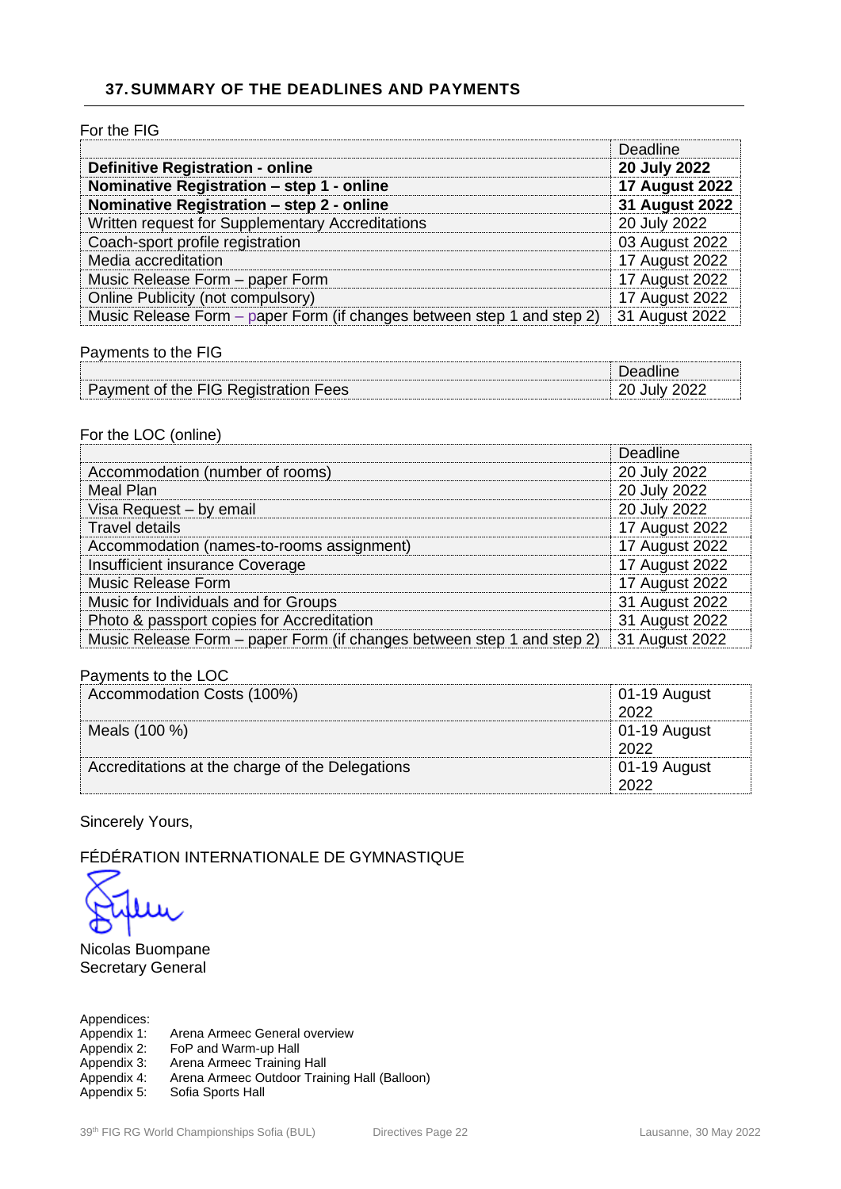## 37. SUMMARY OF THE DEADLINES AND PAYMENTS

For the FIG

| | Deadline |
|---|---|
| **Definitive Registration - online** | **20 July 2022** |
| **Nominative Registration – step 1 - online** | **17 August 2022** |
| **Nominative Registration – step 2 - online** | **31 August 2022** |
| Written request for Supplementary Accreditations | 20 July 2022 |
| Coach-sport profile registration | 03 August 2022 |
| Media accreditation | 17 August 2022 |
| Music Release Form – paper Form | 17 August 2022 |
| Online Publicity (not compulsory) | 17 August 2022 |
| Music Release Form – paper Form (if changes between step 1 and step 2) | 31 August 2022 |

Payments to the FIG

| | Deadline |
|---|---|
| Payment of the FIG Registration Fees | 20 July 2022 |

For the LOC (online)

| | Deadline |
|---|---|
| Accommodation (number of rooms) | 20 July 2022 |
| Meal Plan | 20 July 2022 |
| Visa Request – by email | 20 July 2022 |
| Travel details | 17 August 2022 |
| Accommodation (names-to-rooms assignment) | 17 August 2022 |
| Insufficient insurance Coverage | 17 August 2022 |
| Music Release Form | 17 August 2022 |
| Music for Individuals and for Groups | 31 August 2022 |
| Photo & passport copies for Accreditation | 31 August 2022 |
| Music Release Form – paper Form (if changes between step 1 and step 2) | 31 August 2022 |

Payments to the LOC

| | |
|---|---|
| Accommodation Costs (100%) | 01-19 August 2022 |
| Meals (100 %) | 01-19 August 2022 |
| Accreditations at the charge of the Delegations | 01-19 August 2022 |

Sincerely Yours,

FÉDÉRATION INTERNATIONALE DE GYMNASTIQUE

Nicolas Buompane
Secretary General

Appendices:
Appendix 1: Arena Armeec General overview
Appendix 2: FoP and Warm-up Hall
Appendix 3: Arena Armeec Training Hall
Appendix 4: Arena Armeec Outdoor Training Hall (Balloon)
Appendix 5: Sofia Sports Hall